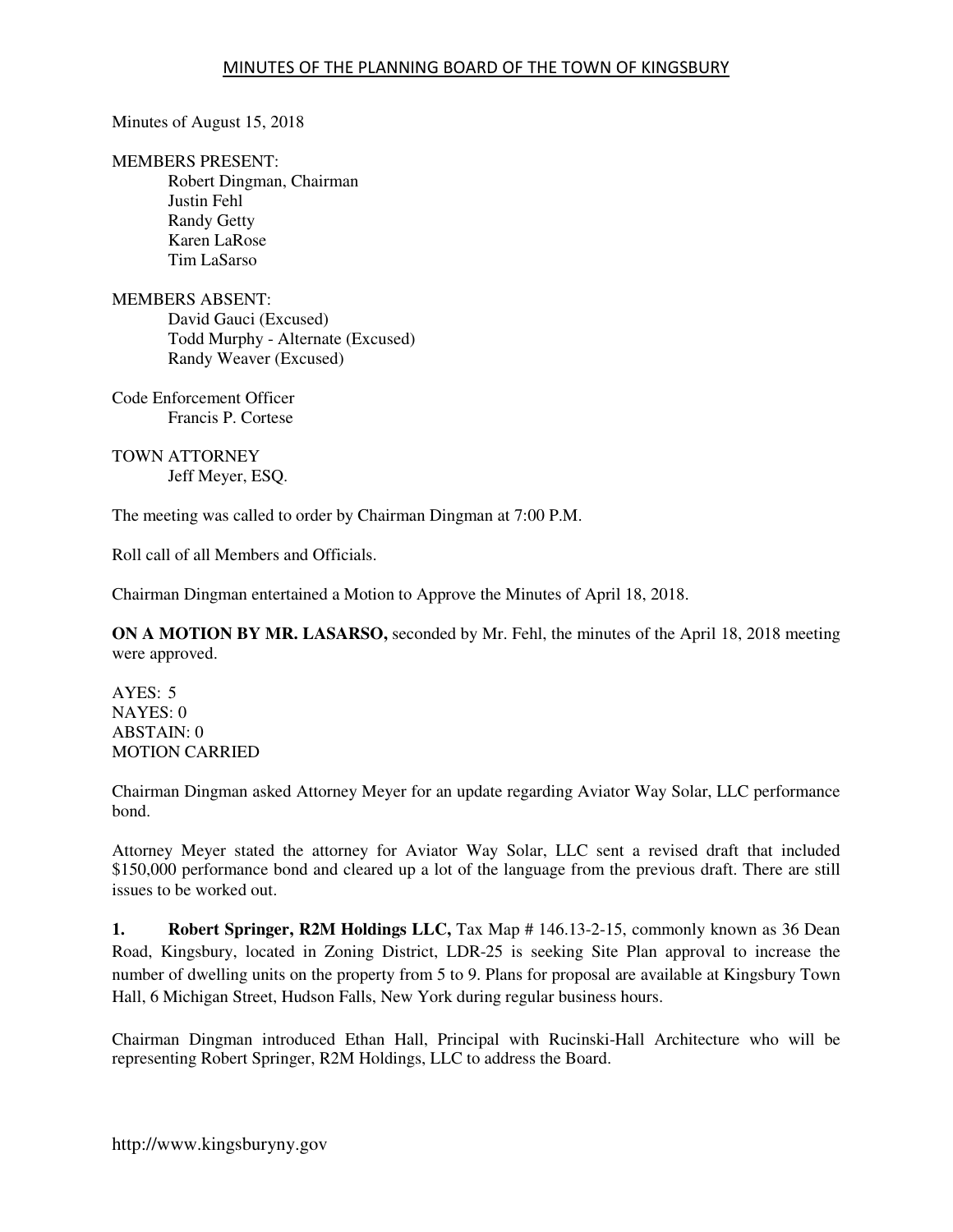# MINUTES OF THE PLANNING BOARD OF THE TOWN OF KINGSBURY

Minutes of August 15, 2018

MEMBERS PRESENT:
- Robert Dingman, Chairman
- Justin Fehl
- Randy Getty
- Karen LaRose
- Tim LaSarso

MEMBERS ABSENT:
- David Gauci (Excused)
- Todd Murphy - Alternate (Excused)
- Randy Weaver (Excused)

Code Enforcement Officer
- Francis P. Cortese

TOWN ATTORNEY
- Jeff Meyer, ESQ.

The meeting was called to order by Chairman Dingman at 7:00 P.M.

Roll call of all Members and Officials.

Chairman Dingman entertained a Motion to Approve the Minutes of April 18, 2018.

**ON A MOTION BY MR. LASARSO,** seconded by Mr. Fehl, the minutes of the April 18, 2018 meeting were approved.

AYES: 5
NAYES: 0
ABSTAIN: 0
MOTION CARRIED

Chairman Dingman asked Attorney Meyer for an update regarding Aviator Way Solar, LLC performance bond.

Attorney Meyer stated the attorney for Aviator Way Solar, LLC sent a revised draft that included $150,000 performance bond and cleared up a lot of the language from the previous draft. There are still issues to be worked out.

**1. Robert Springer, R2M Holdings LLC,** Tax Map # 146.13-2-15, commonly known as 36 Dean Road, Kingsbury, located in Zoning District, LDR-25 is seeking Site Plan approval to increase the number of dwelling units on the property from 5 to 9. Plans for proposal are available at Kingsbury Town Hall, 6 Michigan Street, Hudson Falls, New York during regular business hours.

Chairman Dingman introduced Ethan Hall, Principal with Rucinski-Hall Architecture who will be representing Robert Springer, R2M Holdings, LLC to address the Board.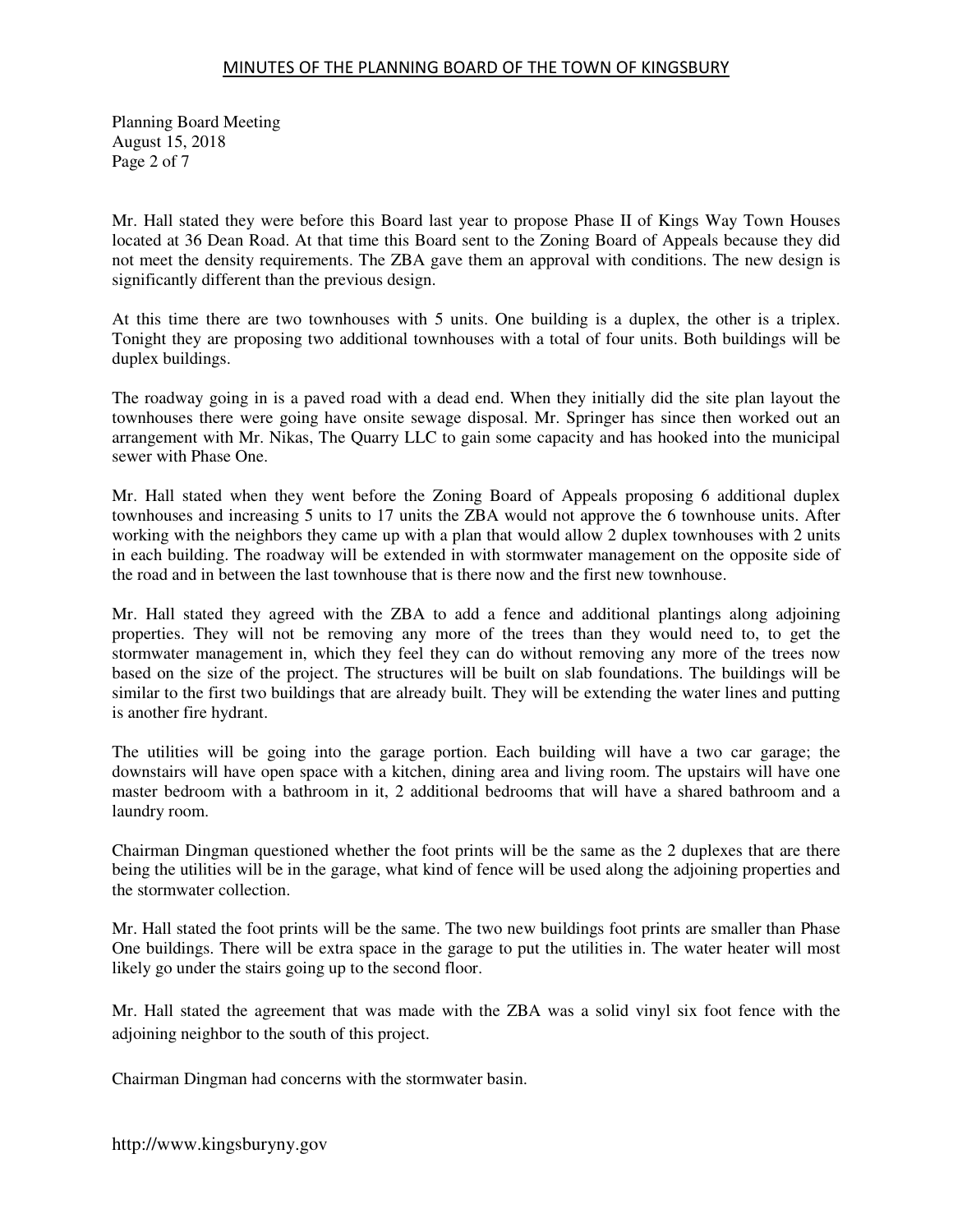Mr. Hall stated they were before this Board last year to propose Phase II of Kings Way Town Houses located at 36 Dean Road. At that time this Board sent to the Zoning Board of Appeals because they did not meet the density requirements. The ZBA gave them an approval with conditions. The new design is significantly different than the previous design.

At this time there are two townhouses with 5 units. One building is a duplex, the other is a triplex. Tonight they are proposing two additional townhouses with a total of four units. Both buildings will be duplex buildings.

The roadway going in is a paved road with a dead end. When they initially did the site plan layout the townhouses there were going have onsite sewage disposal. Mr. Springer has since then worked out an arrangement with Mr. Nikas, The Quarry LLC to gain some capacity and has hooked into the municipal sewer with Phase One.

Mr. Hall stated when they went before the Zoning Board of Appeals proposing 6 additional duplex townhouses and increasing 5 units to 17 units the ZBA would not approve the 6 townhouse units. After working with the neighbors they came up with a plan that would allow 2 duplex townhouses with 2 units in each building. The roadway will be extended in with stormwater management on the opposite side of the road and in between the last townhouse that is there now and the first new townhouse.

Mr. Hall stated they agreed with the ZBA to add a fence and additional plantings along adjoining properties. They will not be removing any more of the trees than they would need to, to get the stormwater management in, which they feel they can do without removing any more of the trees now based on the size of the project. The structures will be built on slab foundations. The buildings will be similar to the first two buildings that are already built. They will be extending the water lines and putting is another fire hydrant.

The utilities will be going into the garage portion. Each building will have a two car garage; the downstairs will have open space with a kitchen, dining area and living room. The upstairs will have one master bedroom with a bathroom in it, 2 additional bedrooms that will have a shared bathroom and a laundry room.

Chairman Dingman questioned whether the foot prints will be the same as the 2 duplexes that are there being the utilities will be in the garage, what kind of fence will be used along the adjoining properties and the stormwater collection.

Mr. Hall stated the foot prints will be the same. The two new buildings foot prints are smaller than Phase One buildings. There will be extra space in the garage to put the utilities in. The water heater will most likely go under the stairs going up to the second floor.

Mr. Hall stated the agreement that was made with the ZBA was a solid vinyl six foot fence with the adjoining neighbor to the south of this project.

Chairman Dingman had concerns with the stormwater basin.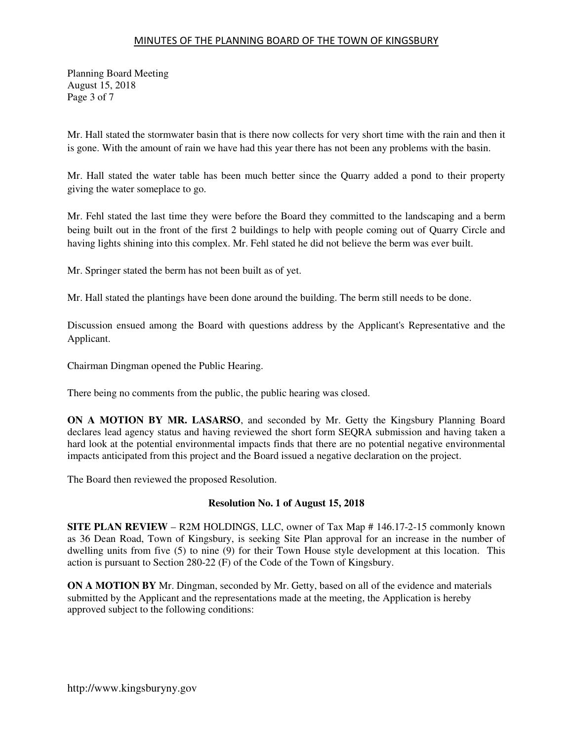Mr. Hall stated the stormwater basin that is there now collects for very short time with the rain and then it is gone. With the amount of rain we have had this year there has not been any problems with the basin.

Mr. Hall stated the water table has been much better since the Quarry added a pond to their property giving the water someplace to go.

Mr. Fehl stated the last time they were before the Board they committed to the landscaping and a berm being built out in the front of the first 2 buildings to help with people coming out of Quarry Circle and having lights shining into this complex. Mr. Fehl stated he did not believe the berm was ever built.

Mr. Springer stated the berm has not been built as of yet.

Mr. Hall stated the plantings have been done around the building. The berm still needs to be done.

Discussion ensued among the Board with questions address by the Applicant's Representative and the Applicant.

Chairman Dingman opened the Public Hearing.

There being no comments from the public, the public hearing was closed.

**ON A MOTION BY MR. LASARSO**, and seconded by Mr. Getty the Kingsbury Planning Board declares lead agency status and having reviewed the short form SEQRA submission and having taken a hard look at the potential environmental impacts finds that there are no potential negative environmental impacts anticipated from this project and the Board issued a negative declaration on the project.

The Board then reviewed the proposed Resolution.

**Resolution No. 1 of August 15, 2018**

**SITE PLAN REVIEW** – R2M HOLDINGS, LLC, owner of Tax Map # 146.17-2-15 commonly known as 36 Dean Road, Town of Kingsbury, is seeking Site Plan approval for an increase in the number of dwelling units from five (5) to nine (9) for their Town House style development at this location. This action is pursuant to Section 280-22 (F) of the Code of the Town of Kingsbury.

**ON A MOTION BY** Mr. Dingman, seconded by Mr. Getty, based on all of the evidence and materials submitted by the Applicant and the representations made at the meeting, the Application is hereby approved subject to the following conditions: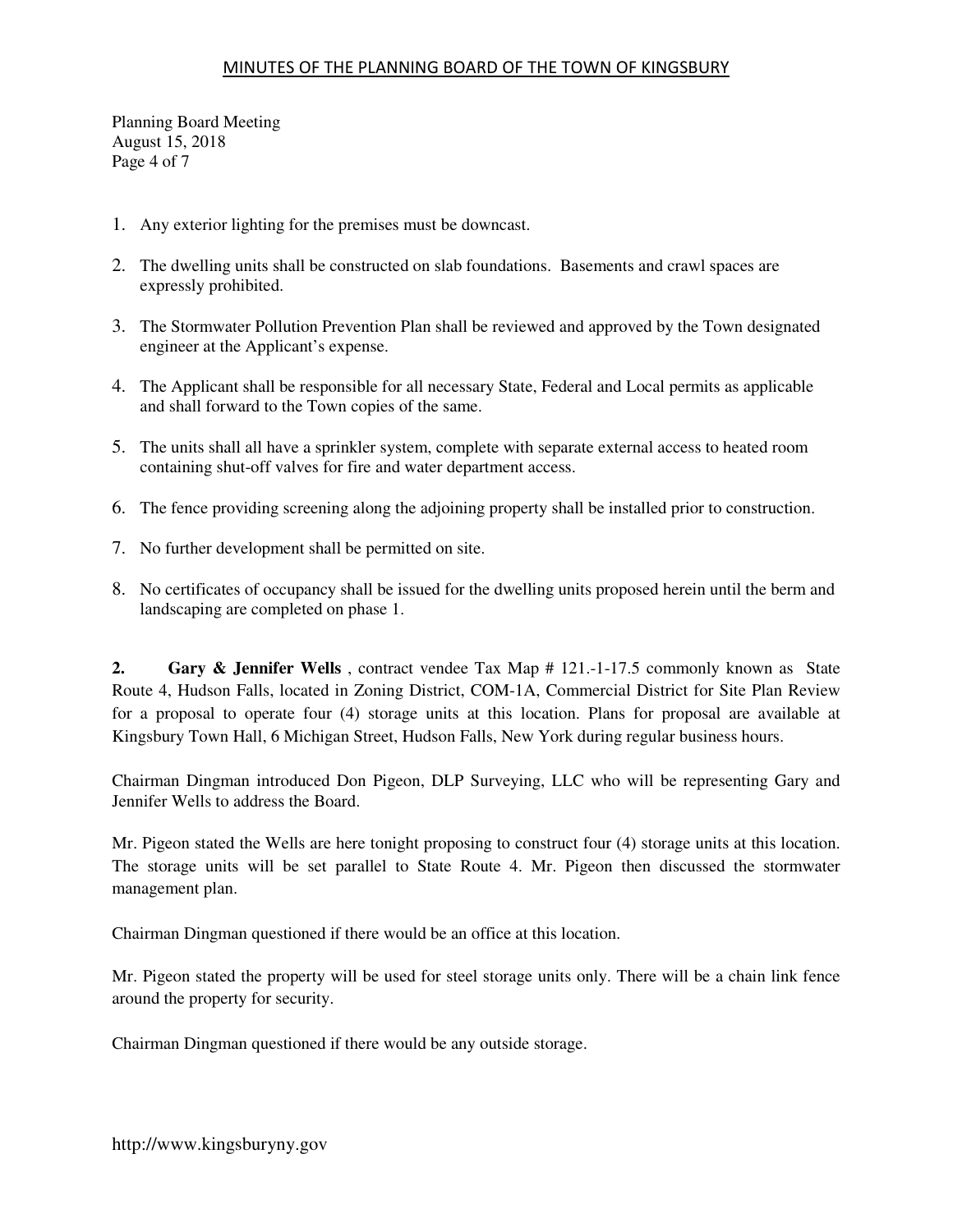1. Any exterior lighting for the premises must be downcast.

2. The dwelling units shall be constructed on slab foundations. Basements and crawl spaces are expressly prohibited.

3. The Stormwater Pollution Prevention Plan shall be reviewed and approved by the Town designated engineer at the Applicant's expense.

4. The Applicant shall be responsible for all necessary State, Federal and Local permits as applicable and shall forward to the Town copies of the same.

5. The units shall all have a sprinkler system, complete with separate external access to heated room containing shut-off valves for fire and water department access.

6. The fence providing screening along the adjoining property shall be installed prior to construction.

7. No further development shall be permitted on site.

8. No certificates of occupancy shall be issued for the dwelling units proposed herein until the berm and landscaping are completed on phase 1.

**2. Gary & Jennifer Wells** , contract vendee Tax Map # 121.-1-17.5 commonly known as State Route 4, Hudson Falls, located in Zoning District, COM-1A, Commercial District for Site Plan Review for a proposal to operate four (4) storage units at this location. Plans for proposal are available at Kingsbury Town Hall, 6 Michigan Street, Hudson Falls, New York during regular business hours.

Chairman Dingman introduced Don Pigeon, DLP Surveying, LLC who will be representing Gary and Jennifer Wells to address the Board.

Mr. Pigeon stated the Wells are here tonight proposing to construct four (4) storage units at this location. The storage units will be set parallel to State Route 4. Mr. Pigeon then discussed the stormwater management plan.

Chairman Dingman questioned if there would be an office at this location.

Mr. Pigeon stated the property will be used for steel storage units only. There will be a chain link fence around the property for security.

Chairman Dingman questioned if there would be any outside storage.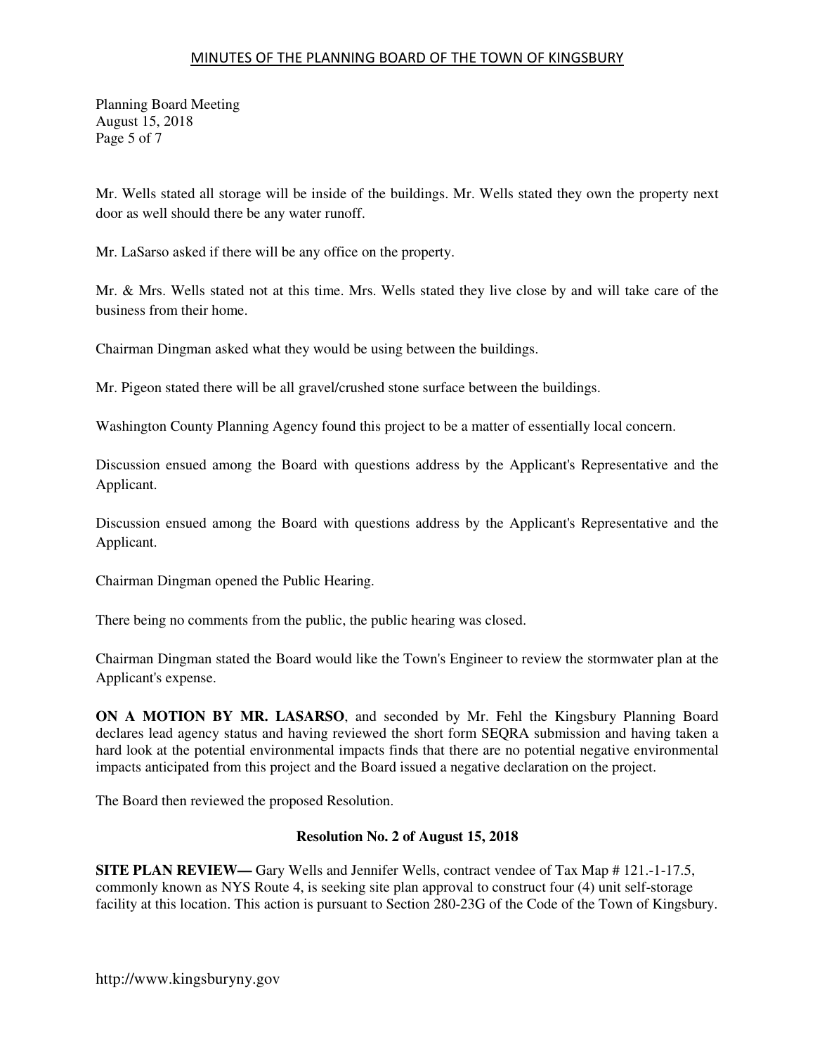Mr. Wells stated all storage will be inside of the buildings. Mr. Wells stated they own the property next door as well should there be any water runoff.

Mr. LaSarso asked if there will be any office on the property.

Mr. & Mrs. Wells stated not at this time. Mrs. Wells stated they live close by and will take care of the business from their home.

Chairman Dingman asked what they would be using between the buildings.

Mr. Pigeon stated there will be all gravel/crushed stone surface between the buildings.

Washington County Planning Agency found this project to be a matter of essentially local concern.

Discussion ensued among the Board with questions address by the Applicant's Representative and the Applicant.

Discussion ensued among the Board with questions address by the Applicant's Representative and the Applicant.

Chairman Dingman opened the Public Hearing.

There being no comments from the public, the public hearing was closed.

Chairman Dingman stated the Board would like the Town's Engineer to review the stormwater plan at the Applicant's expense.

**ON A MOTION BY MR. LASARSO**, and seconded by Mr. Fehl the Kingsbury Planning Board declares lead agency status and having reviewed the short form SEQRA submission and having taken a hard look at the potential environmental impacts finds that there are no potential negative environmental impacts anticipated from this project and the Board issued a negative declaration on the project.

The Board then reviewed the proposed Resolution.

**Resolution No. 2 of August 15, 2018**

**SITE PLAN REVIEW—** Gary Wells and Jennifer Wells, contract vendee of Tax Map # 121.-1-17.5, commonly known as NYS Route 4, is seeking site plan approval to construct four (4) unit self-storage facility at this location. This action is pursuant to Section 280-23G of the Code of the Town of Kingsbury.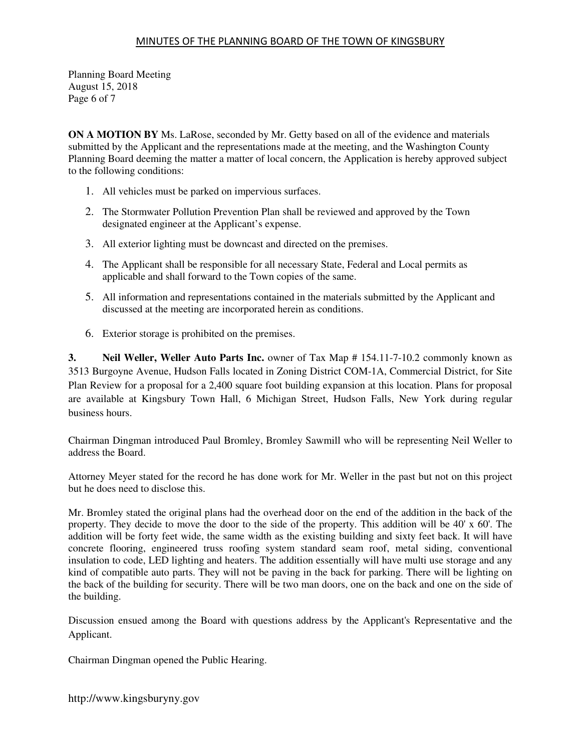**ON A MOTION BY** Ms. LaRose, seconded by Mr. Getty based on all of the evidence and materials submitted by the Applicant and the representations made at the meeting, and the Washington County Planning Board deeming the matter a matter of local concern, the Application is hereby approved subject to the following conditions:

1. All vehicles must be parked on impervious surfaces.
2. The Stormwater Pollution Prevention Plan shall be reviewed and approved by the Town designated engineer at the Applicant's expense.
3. All exterior lighting must be downcast and directed on the premises.
4. The Applicant shall be responsible for all necessary State, Federal and Local permits as applicable and shall forward to the Town copies of the same.
5. All information and representations contained in the materials submitted by the Applicant and discussed at the meeting are incorporated herein as conditions.
6. Exterior storage is prohibited on the premises.

**3. Neil Weller, Weller Auto Parts Inc.** owner of Tax Map # 154.11-7-10.2 commonly known as 3513 Burgoyne Avenue, Hudson Falls located in Zoning District COM-1A, Commercial District, for Site Plan Review for a proposal for a 2,400 square foot building expansion at this location. Plans for proposal are available at Kingsbury Town Hall, 6 Michigan Street, Hudson Falls, New York during regular business hours.

Chairman Dingman introduced Paul Bromley, Bromley Sawmill who will be representing Neil Weller to address the Board.

Attorney Meyer stated for the record he has done work for Mr. Weller in the past but not on this project but he does need to disclose this.

Mr. Bromley stated the original plans had the overhead door on the end of the addition in the back of the property. They decide to move the door to the side of the property. This addition will be 40' x 60'. The addition will be forty feet wide, the same width as the existing building and sixty feet back. It will have concrete flooring, engineered truss roofing system standard seam roof, metal siding, conventional insulation to code, LED lighting and heaters. The addition essentially will have multi use storage and any kind of compatible auto parts. They will not be paving in the back for parking. There will be lighting on the back of the building for security. There will be two man doors, one on the back and one on the side of the building.

Discussion ensued among the Board with questions address by the Applicant's Representative and the Applicant.

Chairman Dingman opened the Public Hearing.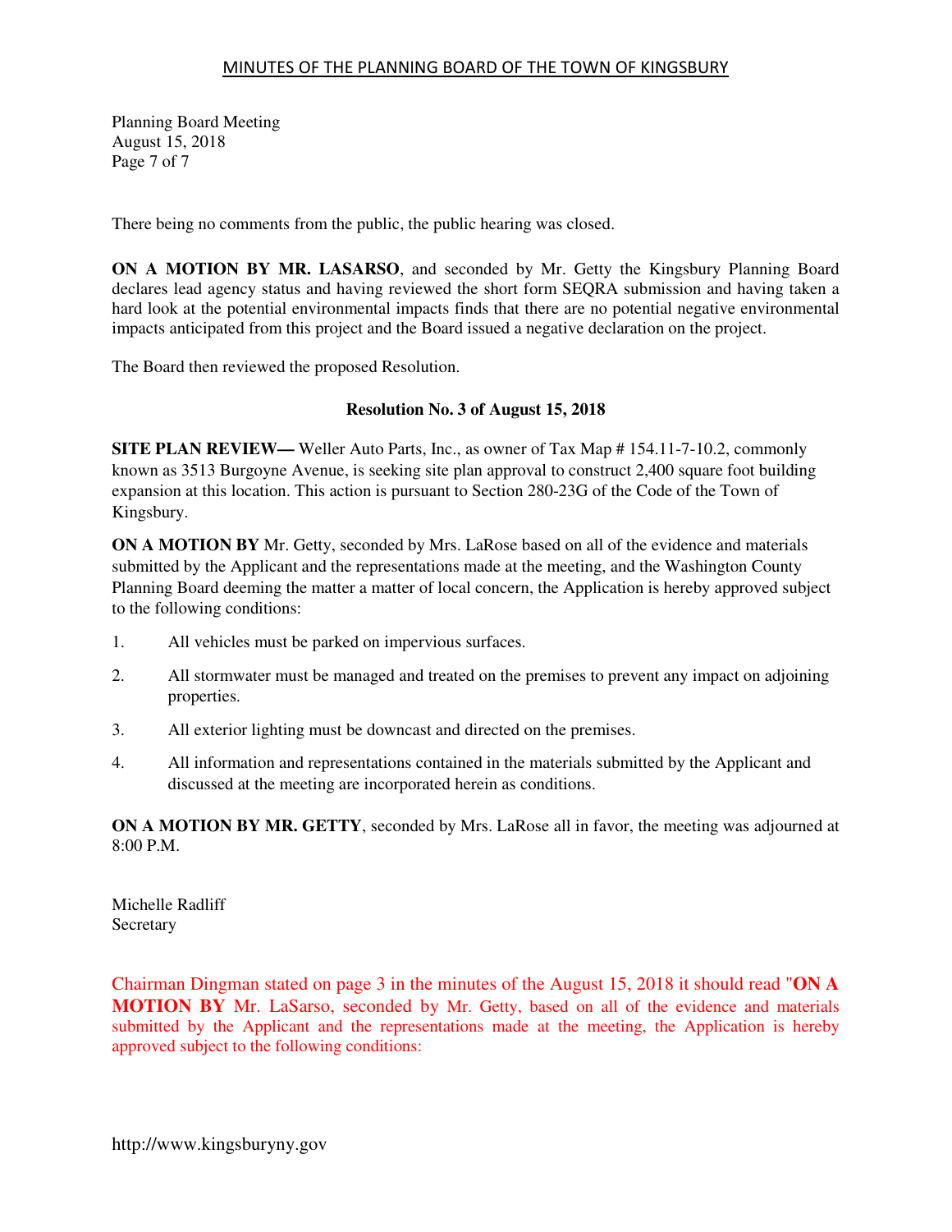There being no comments from the public, the public hearing was closed.

**ON A MOTION BY MR. LASARSO**, and seconded by Mr. Getty the Kingsbury Planning Board declares lead agency status and having reviewed the short form SEQRA submission and having taken a hard look at the potential environmental impacts finds that there are no potential negative environmental impacts anticipated from this project and the Board issued a negative declaration on the project.

The Board then reviewed the proposed Resolution.

**Resolution No. 3 of August 15, 2018**

**SITE PLAN REVIEW—** Weller Auto Parts, Inc., as owner of Tax Map # 154.11-7-10.2, commonly known as 3513 Burgoyne Avenue, is seeking site plan approval to construct 2,400 square foot building expansion at this location. This action is pursuant to Section 280-23G of the Code of the Town of Kingsbury.

**ON A MOTION BY** Mr. Getty, seconded by Mrs. LaRose based on all of the evidence and materials submitted by the Applicant and the representations made at the meeting, and the Washington County Planning Board deeming the matter a matter of local concern, the Application is hereby approved subject to the following conditions:

1. All vehicles must be parked on impervious surfaces.
2. All stormwater must be managed and treated on the premises to prevent any impact on adjoining properties.
3. All exterior lighting must be downcast and directed on the premises.
4. All information and representations contained in the materials submitted by the Applicant and discussed at the meeting are incorporated herein as conditions.

**ON A MOTION BY MR. GETTY**, seconded by Mrs. LaRose all in favor, the meeting was adjourned at 8:00 P.M.

Michelle Radliff
Secretary

Chairman Dingman stated on page 3 in the minutes of the August 15, 2018 it should read "**ON A MOTION BY** Mr. LaSarso, seconded by Mr. Getty, based on all of the evidence and materials submitted by the Applicant and the representations made at the meeting, the Application is hereby approved subject to the following conditions:

http://www.kingsburyny.gov